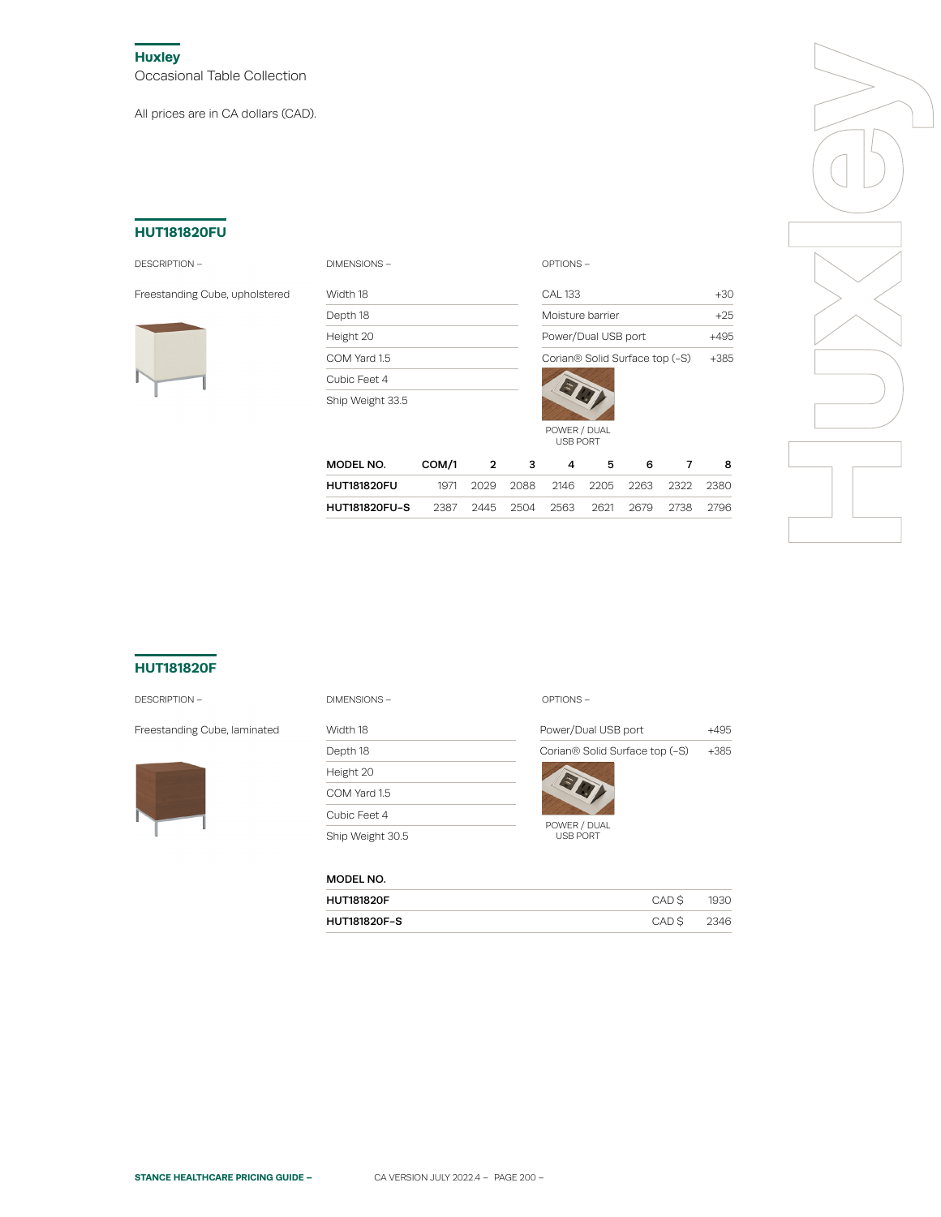## Huxley

Occasional Table Collection

All prices are in CA dollars (CAD).

### HUT181820FU

DESCRIPTION –

Freestanding Cube, upholstered

DIMENSIONS –

- Width 18
- Depth 18
- Height 20
- COM Yard 1.5
- Cubic Feet 4
- Ship Weight 33.5

OPTIONS –

| Option | Price |
|---|---|
| CAL 133 | +30 |
| Moisture barrier | +25 |
| Power/Dual USB port | +495 |
| Corian® Solid Surface top (-S) | +385 |

POWER / DUAL USB PORT

| MODEL NO. | COM/1 | 2 | 3 | 4 | 5 | 6 | 7 | 8 |
|---|---|---|---|---|---|---|---|---|
| HUT181820FU | 1971 | 2029 | 2088 | 2146 | 2205 | 2263 | 2322 | 2380 |
| HUT181820FU-S | 2387 | 2445 | 2504 | 2563 | 2621 | 2679 | 2738 | 2796 |

### HUT181820F

DESCRIPTION –

Freestanding Cube, laminated

DIMENSIONS –

- Width 18
- Depth 18
- Height 20
- COM Yard 1.5
- Cubic Feet 4
- Ship Weight 30.5

OPTIONS –

| Option | Price |
|---|---|
| Power/Dual USB port | +495 |
| Corian® Solid Surface top (-S) | +385 |

POWER / DUAL USB PORT

| MODEL NO. | | |
|---|---|---|
| HUT181820F | CAD $ | 1930 |
| HUT181820F-S | CAD $ | 2346 |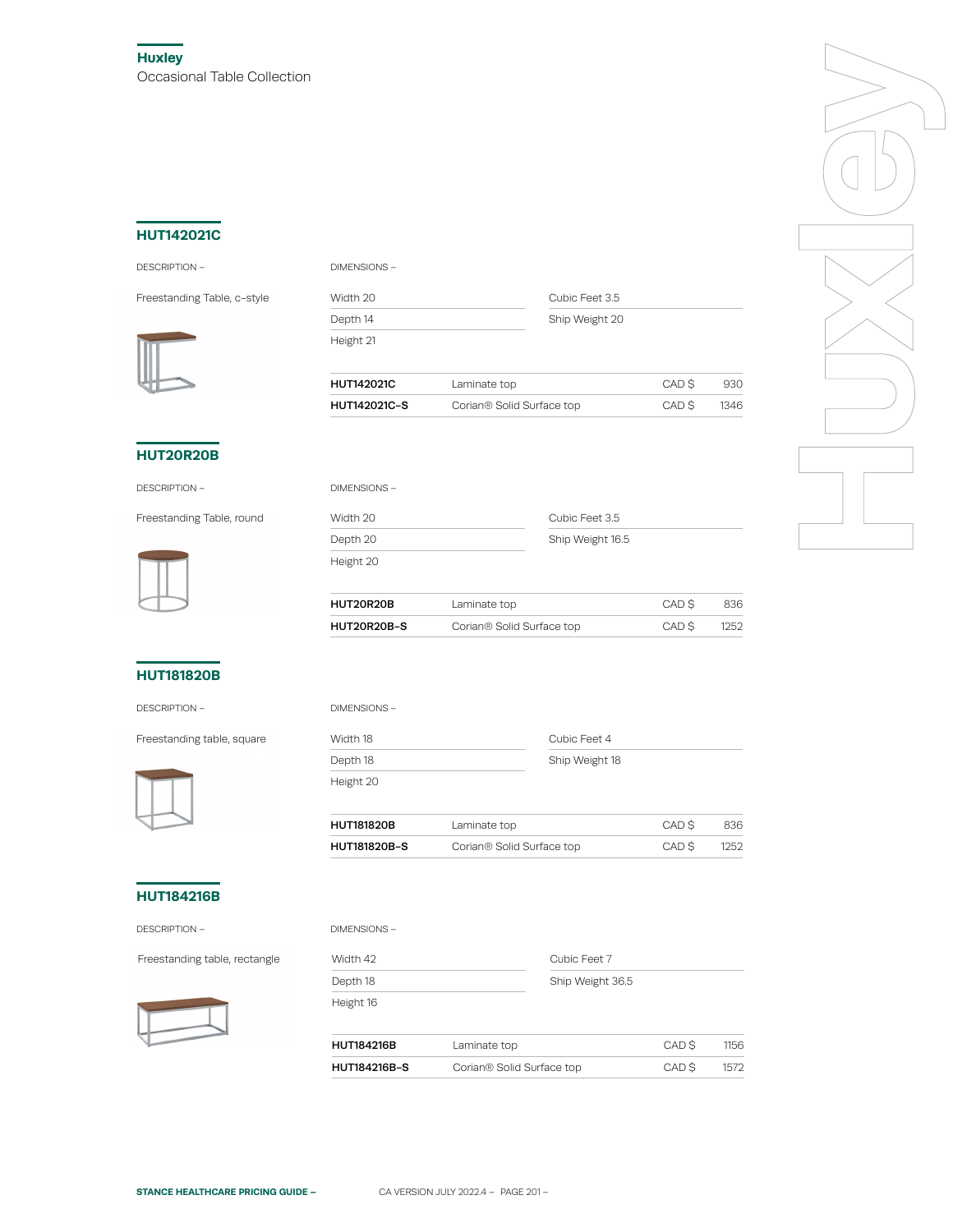**Huxley**
Occasional Table Collection

## HUT142021C

DESCRIPTION –

Freestanding Table, c-style

DIMENSIONS –

| | |
|---|---|
| Width 20 | Cubic Feet 3.5 |
| Depth 14 | Ship Weight 20 |
| Height 21 | |

| | | | |
|---|---|---|---|
| **HUT142021C** | Laminate top | CAD $ | 930 |
| **HUT142021C-S** | Corian® Solid Surface top | CAD $ | 1346 |

## HUT20R20B

DESCRIPTION –

Freestanding Table, round

DIMENSIONS –

| | |
|---|---|
| Width 20 | Cubic Feet 3.5 |
| Depth 20 | Ship Weight 16.5 |
| Height 20 | |

| | | | |
|---|---|---|---|
| **HUT20R20B** | Laminate top | CAD $ | 836 |
| **HUT20R20B-S** | Corian® Solid Surface top | CAD $ | 1252 |

## HUT181820B

DESCRIPTION –

Freestanding table, square

DIMENSIONS –

| | |
|---|---|
| Width 18 | Cubic Feet 4 |
| Depth 18 | Ship Weight 18 |
| Height 20 | |

| | | | |
|---|---|---|---|
| **HUT181820B** | Laminate top | CAD $ | 836 |
| **HUT181820B-S** | Corian® Solid Surface top | CAD $ | 1252 |

## HUT184216B

DESCRIPTION –

Freestanding table, rectangle

DIMENSIONS –

| | |
|---|---|
| Width 42 | Cubic Feet 7 |
| Depth 18 | Ship Weight 36.5 |
| Height 16 | |

| | | | |
|---|---|---|---|
| **HUT184216B** | Laminate top | CAD $ | 1156 |
| **HUT184216B-S** | Corian® Solid Surface top | CAD $ | 1572 |